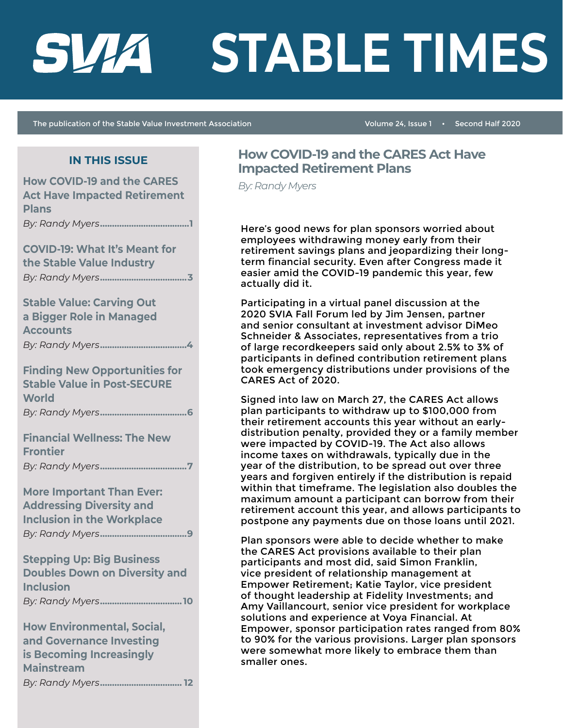# SVIA STABLE TIMES

The publication of the Stable Value Investment Association — Volume 24, Issue 1 • Second Half 2020

## IN THIS ISSUE

**How COVID-19 and the CARES Act Have Impacted Retirement Plans**
*By: Randy Myers*.....1

**COVID-19: What It's Meant for the Stable Value Industry**
*By: Randy Myers*.....3

**Stable Value: Carving Out a Bigger Role in Managed Accounts**
*By: Randy Myers*.....4

**Finding New Opportunities for Stable Value in Post-SECURE World**
*By: Randy Myers*.....6

**Financial Wellness: The New Frontier**
*By: Randy Myers*.....7

**More Important Than Ever: Addressing Diversity and Inclusion in the Workplace**
*By: Randy Myers*.....9

**Stepping Up: Big Business Doubles Down on Diversity and Inclusion**
*By: Randy Myers*.....10

**How Environmental, Social, and Governance Investing is Becoming Increasingly Mainstream**
*By: Randy Myers*.....12

## How COVID-19 and the CARES Act Have Impacted Retirement Plans

*By: Randy Myers*

Here's good news for plan sponsors worried about employees withdrawing money early from their retirement savings plans and jeopardizing their long-term financial security. Even after Congress made it easier amid the COVID-19 pandemic this year, few actually did it.

Participating in a virtual panel discussion at the 2020 SVIA Fall Forum led by Jim Jensen, partner and senior consultant at investment advisor DiMeo Schneider & Associates, representatives from a trio of large recordkeepers said only about 2.5% to 3% of participants in defined contribution retirement plans took emergency distributions under provisions of the CARES Act of 2020.

Signed into law on March 27, the CARES Act allows plan participants to withdraw up to $100,000 from their retirement accounts this year without an early-distribution penalty, provided they or a family member were impacted by COVID-19. The Act also allows income taxes on withdrawals, typically due in the year of the distribution, to be spread out over three years and forgiven entirely if the distribution is repaid within that timeframe. The legislation also doubles the maximum amount a participant can borrow from their retirement account this year, and allows participants to postpone any payments due on those loans until 2021.

Plan sponsors were able to decide whether to make the CARES Act provisions available to their plan participants and most did, said Simon Franklin, vice president of relationship management at Empower Retirement; Katie Taylor, vice president of thought leadership at Fidelity Investments; and Amy Vaillancourt, senior vice president for workplace solutions and experience at Voya Financial. At Empower, sponsor participation rates ranged from 80% to 90% for the various provisions. Larger plan sponsors were somewhat more likely to embrace them than smaller ones.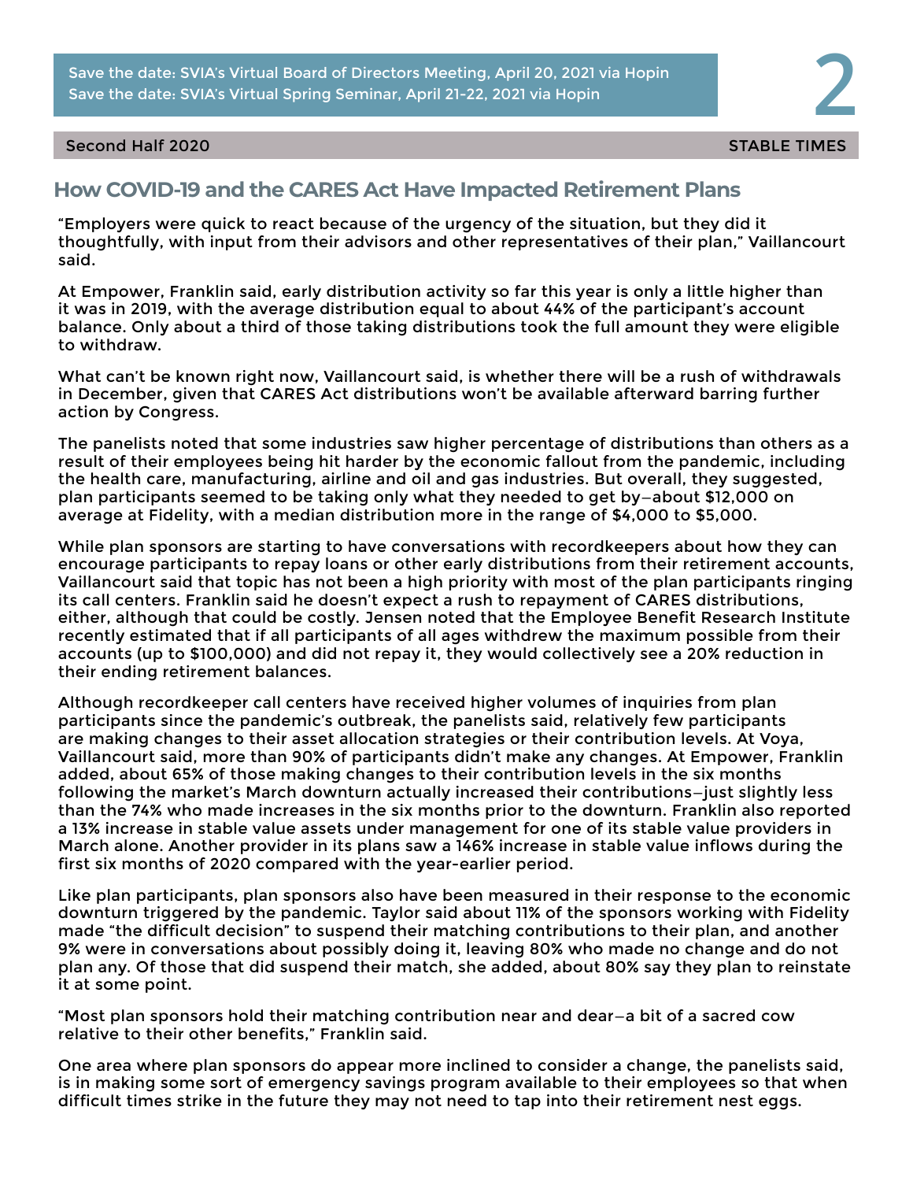Save the date: SVIA's Virtual Board of Directors Meeting, April 20, 2021 via Hopin
Save the date: SVIA's Virtual Spring Seminar, April 21-22, 2021 via Hopin

## How COVID-19 and the CARES Act Have Impacted Retirement Plans

"Employers were quick to react because of the urgency of the situation, but they did it thoughtfully, with input from their advisors and other representatives of their plan," Vaillancourt said.

At Empower, Franklin said, early distribution activity so far this year is only a little higher than it was in 2019, with the average distribution equal to about 44% of the participant's account balance. Only about a third of those taking distributions took the full amount they were eligible to withdraw.

What can't be known right now, Vaillancourt said, is whether there will be a rush of withdrawals in December, given that CARES Act distributions won't be available afterward barring further action by Congress.

The panelists noted that some industries saw higher percentage of distributions than others as a result of their employees being hit harder by the economic fallout from the pandemic, including the health care, manufacturing, airline and oil and gas industries. But overall, they suggested, plan participants seemed to be taking only what they needed to get by—about $12,000 on average at Fidelity, with a median distribution more in the range of $4,000 to $5,000.

While plan sponsors are starting to have conversations with recordkeepers about how they can encourage participants to repay loans or other early distributions from their retirement accounts, Vaillancourt said that topic has not been a high priority with most of the plan participants ringing its call centers. Franklin said he doesn't expect a rush to repayment of CARES distributions, either, although that could be costly. Jensen noted that the Employee Benefit Research Institute recently estimated that if all participants of all ages withdrew the maximum possible from their accounts (up to $100,000) and did not repay it, they would collectively see a 20% reduction in their ending retirement balances.

Although recordkeeper call centers have received higher volumes of inquiries from plan participants since the pandemic's outbreak, the panelists said, relatively few participants are making changes to their asset allocation strategies or their contribution levels. At Voya, Vaillancourt said, more than 90% of participants didn't make any changes. At Empower, Franklin added, about 65% of those making changes to their contribution levels in the six months following the market's March downturn actually increased their contributions—just slightly less than the 74% who made increases in the six months prior to the downturn. Franklin also reported a 13% increase in stable value assets under management for one of its stable value providers in March alone. Another provider in its plans saw a 146% increase in stable value inflows during the first six months of 2020 compared with the year-earlier period.

Like plan participants, plan sponsors also have been measured in their response to the economic downturn triggered by the pandemic. Taylor said about 11% of the sponsors working with Fidelity made "the difficult decision" to suspend their matching contributions to their plan, and another 9% were in conversations about possibly doing it, leaving 80% who made no change and do not plan any. Of those that did suspend their match, she added, about 80% say they plan to reinstate it at some point.

"Most plan sponsors hold their matching contribution near and dear—a bit of a sacred cow relative to their other benefits," Franklin said.

One area where plan sponsors do appear more inclined to consider a change, the panelists said, is in making some sort of emergency savings program available to their employees so that when difficult times strike in the future they may not need to tap into their retirement nest eggs.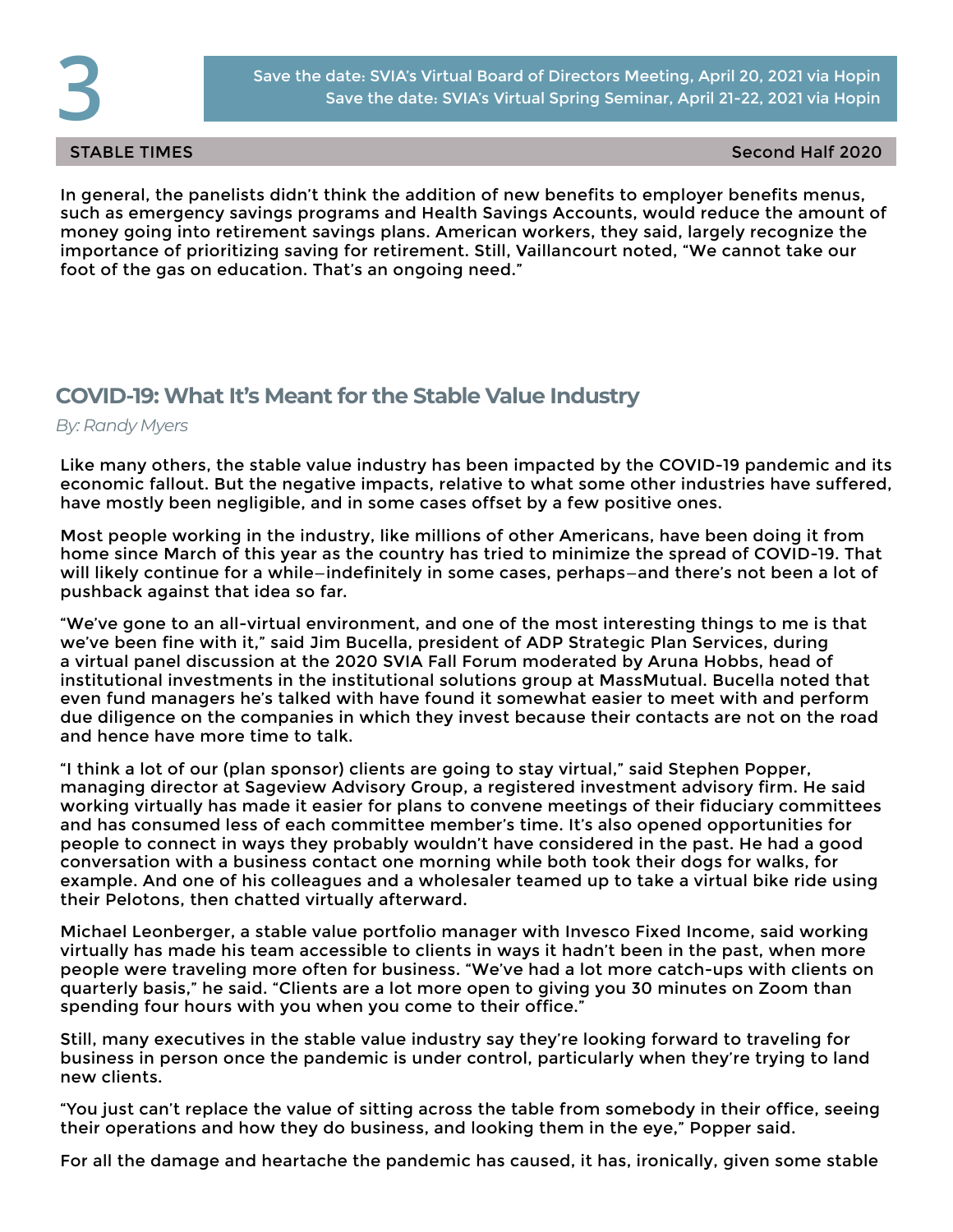Save the date: SVIA's Virtual Board of Directors Meeting, April 20, 2021 via Hopin
Save the date: SVIA's Virtual Spring Seminar, April 21-22, 2021 via Hopin

In general, the panelists didn't think the addition of new benefits to employer benefits menus, such as emergency savings programs and Health Savings Accounts, would reduce the amount of money going into retirement savings plans. American workers, they said, largely recognize the importance of prioritizing saving for retirement. Still, Vaillancourt noted, "We cannot take our foot of the gas on education. That's an ongoing need."

## COVID-19: What It's Meant for the Stable Value Industry

*By: Randy Myers*

Like many others, the stable value industry has been impacted by the COVID-19 pandemic and its economic fallout. But the negative impacts, relative to what some other industries have suffered, have mostly been negligible, and in some cases offset by a few positive ones.

Most people working in the industry, like millions of other Americans, have been doing it from home since March of this year as the country has tried to minimize the spread of COVID-19. That will likely continue for a while—indefinitely in some cases, perhaps—and there's not been a lot of pushback against that idea so far.

"We've gone to an all-virtual environment, and one of the most interesting things to me is that we've been fine with it," said Jim Bucella, president of ADP Strategic Plan Services, during a virtual panel discussion at the 2020 SVIA Fall Forum moderated by Aruna Hobbs, head of institutional investments in the institutional solutions group at MassMutual. Bucella noted that even fund managers he's talked with have found it somewhat easier to meet with and perform due diligence on the companies in which they invest because their contacts are not on the road and hence have more time to talk.

"I think a lot of our (plan sponsor) clients are going to stay virtual," said Stephen Popper, managing director at Sageview Advisory Group, a registered investment advisory firm. He said working virtually has made it easier for plans to convene meetings of their fiduciary committees and has consumed less of each committee member's time. It's also opened opportunities for people to connect in ways they probably wouldn't have considered in the past. He had a good conversation with a business contact one morning while both took their dogs for walks, for example. And one of his colleagues and a wholesaler teamed up to take a virtual bike ride using their Pelotons, then chatted virtually afterward.

Michael Leonberger, a stable value portfolio manager with Invesco Fixed Income, said working virtually has made his team accessible to clients in ways it hadn't been in the past, when more people were traveling more often for business. "We've had a lot more catch-ups with clients on quarterly basis," he said. "Clients are a lot more open to giving you 30 minutes on Zoom than spending four hours with you when you come to their office."

Still, many executives in the stable value industry say they're looking forward to traveling for business in person once the pandemic is under control, particularly when they're trying to land new clients.

"You just can't replace the value of sitting across the table from somebody in their office, seeing their operations and how they do business, and looking them in the eye," Popper said.

For all the damage and heartache the pandemic has caused, it has, ironically, given some stable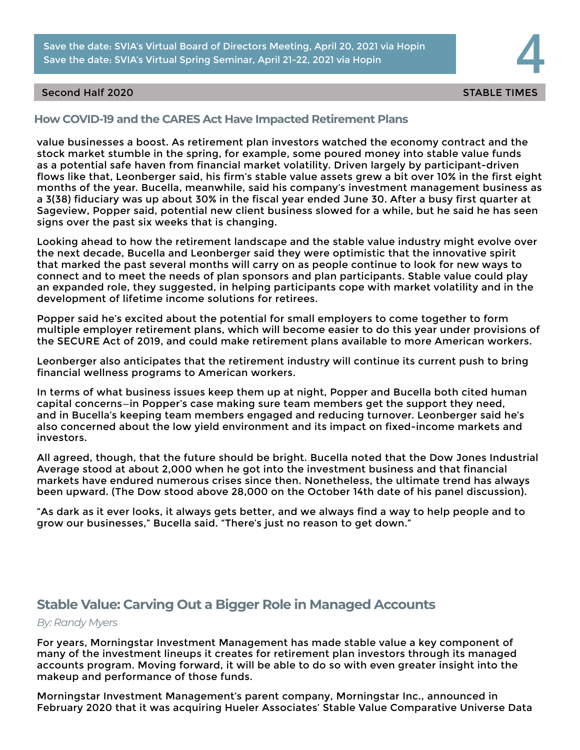Save the date: SVIA's Virtual Board of Directors Meeting, April 20, 2021 via Hopin
Save the date: SVIA's Virtual Spring Seminar, April 21-22, 2021 via Hopin

## How COVID-19 and the CARES Act Have Impacted Retirement Plans

value businesses a boost. As retirement plan investors watched the economy contract and the stock market stumble in the spring, for example, some poured money into stable value funds as a potential safe haven from financial market volatility. Driven largely by participant-driven flows like that, Leonberger said, his firm's stable value assets grew a bit over 10% in the first eight months of the year. Bucella, meanwhile, said his company's investment management business as a 3(38) fiduciary was up about 30% in the fiscal year ended June 30. After a busy first quarter at Sageview, Popper said, potential new client business slowed for a while, but he said he has seen signs over the past six weeks that is changing.

Looking ahead to how the retirement landscape and the stable value industry might evolve over the next decade, Bucella and Leonberger said they were optimistic that the innovative spirit that marked the past several months will carry on as people continue to look for new ways to connect and to meet the needs of plan sponsors and plan participants. Stable value could play an expanded role, they suggested, in helping participants cope with market volatility and in the development of lifetime income solutions for retirees.

Popper said he's excited about the potential for small employers to come together to form multiple employer retirement plans, which will become easier to do this year under provisions of the SECURE Act of 2019, and could make retirement plans available to more American workers.

Leonberger also anticipates that the retirement industry will continue its current push to bring financial wellness programs to American workers.

In terms of what business issues keep them up at night, Popper and Bucella both cited human capital concerns—in Popper's case making sure team members get the support they need, and in Bucella's keeping team members engaged and reducing turnover. Leonberger said he's also concerned about the low yield environment and its impact on fixed-income markets and investors.

All agreed, though, that the future should be bright. Bucella noted that the Dow Jones Industrial Average stood at about 2,000 when he got into the investment business and that financial markets have endured numerous crises since then. Nonetheless, the ultimate trend has always been upward. (The Dow stood above 28,000 on the October 14th date of his panel discussion).

"As dark as it ever looks, it always gets better, and we always find a way to help people and to grow our businesses," Bucella said. "There's just no reason to get down."

## Stable Value: Carving Out a Bigger Role in Managed Accounts

*By: Randy Myers*

For years, Morningstar Investment Management has made stable value a key component of many of the investment lineups it creates for retirement plan investors through its managed accounts program. Moving forward, it will be able to do so with even greater insight into the makeup and performance of those funds.

Morningstar Investment Management's parent company, Morningstar Inc., announced in February 2020 that it was acquiring Hueler Associates' Stable Value Comparative Universe Data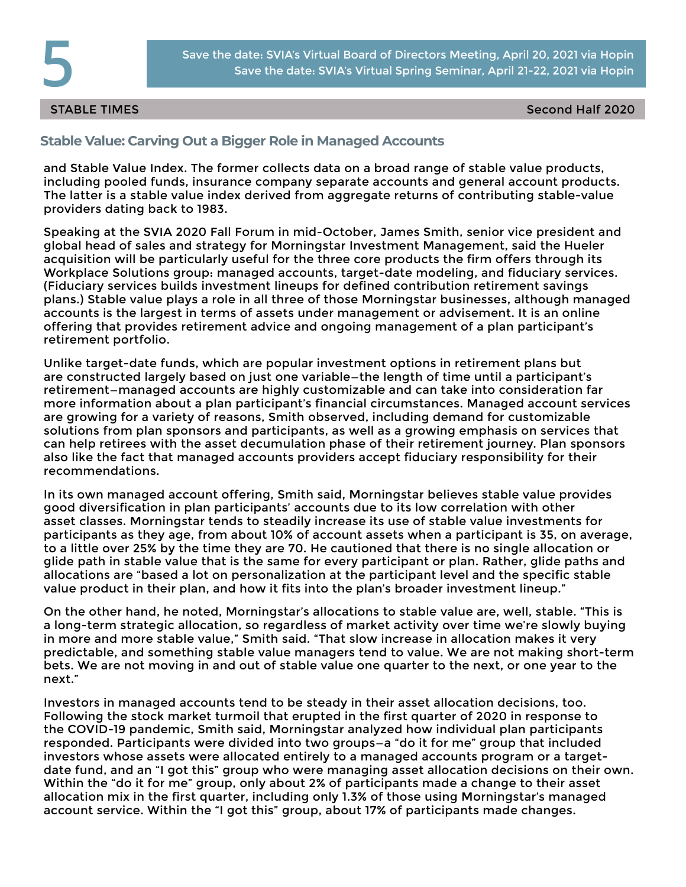## Stable Value: Carving Out a Bigger Role in Managed Accounts

and Stable Value Index. The former collects data on a broad range of stable value products, including pooled funds, insurance company separate accounts and general account products. The latter is a stable value index derived from aggregate returns of contributing stable-value providers dating back to 1983.

Speaking at the SVIA 2020 Fall Forum in mid-October, James Smith, senior vice president and global head of sales and strategy for Morningstar Investment Management, said the Hueler acquisition will be particularly useful for the three core products the firm offers through its Workplace Solutions group: managed accounts, target-date modeling, and fiduciary services. (Fiduciary services builds investment lineups for defined contribution retirement savings plans.) Stable value plays a role in all three of those Morningstar businesses, although managed accounts is the largest in terms of assets under management or advisement. It is an online offering that provides retirement advice and ongoing management of a plan participant's retirement portfolio.

Unlike target-date funds, which are popular investment options in retirement plans but are constructed largely based on just one variable—the length of time until a participant's retirement—managed accounts are highly customizable and can take into consideration far more information about a plan participant's financial circumstances. Managed account services are growing for a variety of reasons, Smith observed, including demand for customizable solutions from plan sponsors and participants, as well as a growing emphasis on services that can help retirees with the asset decumulation phase of their retirement journey. Plan sponsors also like the fact that managed accounts providers accept fiduciary responsibility for their recommendations.

In its own managed account offering, Smith said, Morningstar believes stable value provides good diversification in plan participants' accounts due to its low correlation with other asset classes. Morningstar tends to steadily increase its use of stable value investments for participants as they age, from about 10% of account assets when a participant is 35, on average, to a little over 25% by the time they are 70. He cautioned that there is no single allocation or glide path in stable value that is the same for every participant or plan. Rather, glide paths and allocations are "based a lot on personalization at the participant level and the specific stable value product in their plan, and how it fits into the plan's broader investment lineup."

On the other hand, he noted, Morningstar's allocations to stable value are, well, stable. "This is a long-term strategic allocation, so regardless of market activity over time we're slowly buying in more and more stable value," Smith said. "That slow increase in allocation makes it very predictable, and something stable value managers tend to value. We are not making short-term bets. We are not moving in and out of stable value one quarter to the next, or one year to the next."

Investors in managed accounts tend to be steady in their asset allocation decisions, too. Following the stock market turmoil that erupted in the first quarter of 2020 in response to the COVID-19 pandemic, Smith said, Morningstar analyzed how individual plan participants responded. Participants were divided into two groups—a "do it for me" group that included investors whose assets were allocated entirely to a managed accounts program or a target-date fund, and an "I got this" group who were managing asset allocation decisions on their own. Within the "do it for me" group, only about 2% of participants made a change to their asset allocation mix in the first quarter, including only 1.3% of those using Morningstar's managed account service. Within the "I got this" group, about 17% of participants made changes.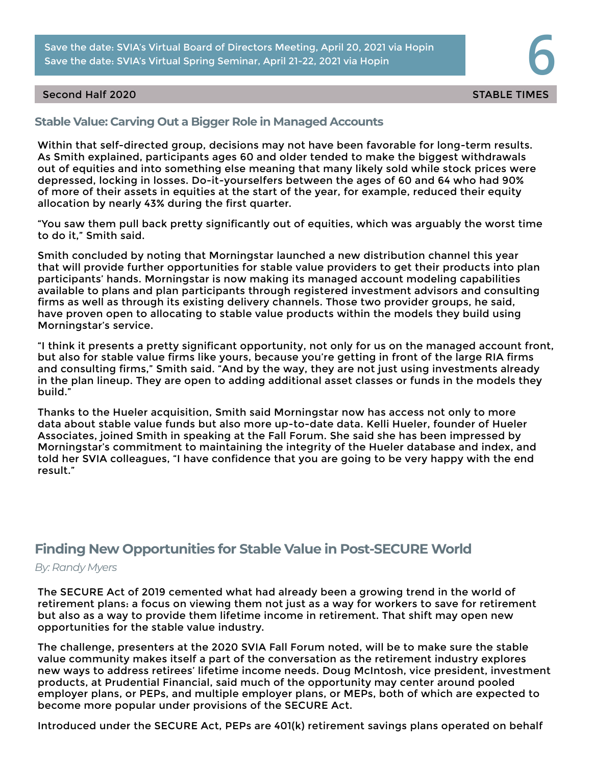Save the date: SVIA's Virtual Board of Directors Meeting, April 20, 2021 via Hopin
Save the date: SVIA's Virtual Spring Seminar, April 21-22, 2021 via Hopin

## Stable Value: Carving Out a Bigger Role in Managed Accounts

Within that self-directed group, decisions may not have been favorable for long-term results. As Smith explained, participants ages 60 and older tended to make the biggest withdrawals out of equities and into something else meaning that many likely sold while stock prices were depressed, locking in losses. Do-it-yourselfers between the ages of 60 and 64 who had 90% of more of their assets in equities at the start of the year, for example, reduced their equity allocation by nearly 43% during the first quarter.

"You saw them pull back pretty significantly out of equities, which was arguably the worst time to do it," Smith said.

Smith concluded by noting that Morningstar launched a new distribution channel this year that will provide further opportunities for stable value providers to get their products into plan participants' hands. Morningstar is now making its managed account modeling capabilities available to plans and plan participants through registered investment advisors and consulting firms as well as through its existing delivery channels. Those two provider groups, he said, have proven open to allocating to stable value products within the models they build using Morningstar's service.

"I think it presents a pretty significant opportunity, not only for us on the managed account front, but also for stable value firms like yours, because you're getting in front of the large RIA firms and consulting firms," Smith said. "And by the way, they are not just using investments already in the plan lineup. They are open to adding additional asset classes or funds in the models they build."

Thanks to the Hueler acquisition, Smith said Morningstar now has access not only to more data about stable value funds but also more up-to-date data. Kelli Hueler, founder of Hueler Associates, joined Smith in speaking at the Fall Forum. She said she has been impressed by Morningstar's commitment to maintaining the integrity of the Hueler database and index, and told her SVIA colleagues, "I have confidence that you are going to be very happy with the end result."

## Finding New Opportunities for Stable Value in Post-SECURE World

*By: Randy Myers*

The SECURE Act of 2019 cemented what had already been a growing trend in the world of retirement plans: a focus on viewing them not just as a way for workers to save for retirement but also as a way to provide them lifetime income in retirement. That shift may open new opportunities for the stable value industry.

The challenge, presenters at the 2020 SVIA Fall Forum noted, will be to make sure the stable value community makes itself a part of the conversation as the retirement industry explores new ways to address retirees' lifetime income needs. Doug McIntosh, vice president, investment products, at Prudential Financial, said much of the opportunity may center around pooled employer plans, or PEPs, and multiple employer plans, or MEPs, both of which are expected to become more popular under provisions of the SECURE Act.

Introduced under the SECURE Act, PEPs are 401(k) retirement savings plans operated on behalf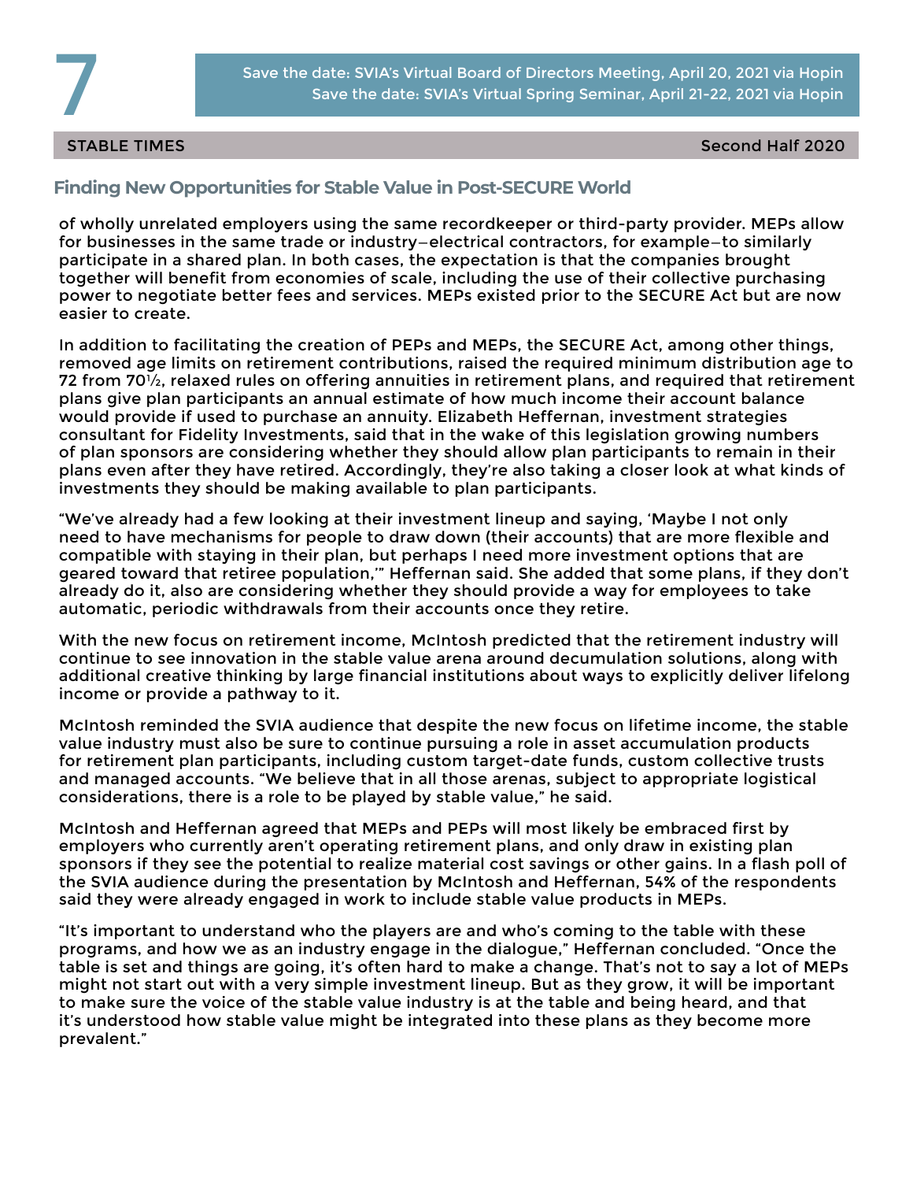## Finding New Opportunities for Stable Value in Post-SECURE World

of wholly unrelated employers using the same recordkeeper or third-party provider. MEPs allow for businesses in the same trade or industry—electrical contractors, for example—to similarly participate in a shared plan. In both cases, the expectation is that the companies brought together will benefit from economies of scale, including the use of their collective purchasing power to negotiate better fees and services. MEPs existed prior to the SECURE Act but are now easier to create.

In addition to facilitating the creation of PEPs and MEPs, the SECURE Act, among other things, removed age limits on retirement contributions, raised the required minimum distribution age to 72 from 70½, relaxed rules on offering annuities in retirement plans, and required that retirement plans give plan participants an annual estimate of how much income their account balance would provide if used to purchase an annuity. Elizabeth Heffernan, investment strategies consultant for Fidelity Investments, said that in the wake of this legislation growing numbers of plan sponsors are considering whether they should allow plan participants to remain in their plans even after they have retired. Accordingly, they're also taking a closer look at what kinds of investments they should be making available to plan participants.

"We've already had a few looking at their investment lineup and saying, 'Maybe I not only need to have mechanisms for people to draw down (their accounts) that are more flexible and compatible with staying in their plan, but perhaps I need more investment options that are geared toward that retiree population,'" Heffernan said. She added that some plans, if they don't already do it, also are considering whether they should provide a way for employees to take automatic, periodic withdrawals from their accounts once they retire.

With the new focus on retirement income, McIntosh predicted that the retirement industry will continue to see innovation in the stable value arena around decumulation solutions, along with additional creative thinking by large financial institutions about ways to explicitly deliver lifelong income or provide a pathway to it.

McIntosh reminded the SVIA audience that despite the new focus on lifetime income, the stable value industry must also be sure to continue pursuing a role in asset accumulation products for retirement plan participants, including custom target-date funds, custom collective trusts and managed accounts. "We believe that in all those arenas, subject to appropriate logistical considerations, there is a role to be played by stable value," he said.

McIntosh and Heffernan agreed that MEPs and PEPs will most likely be embraced first by employers who currently aren't operating retirement plans, and only draw in existing plan sponsors if they see the potential to realize material cost savings or other gains. In a flash poll of the SVIA audience during the presentation by McIntosh and Heffernan, 54% of the respondents said they were already engaged in work to include stable value products in MEPs.

"It's important to understand who the players are and who's coming to the table with these programs, and how we as an industry engage in the dialogue," Heffernan concluded. "Once the table is set and things are going, it's often hard to make a change. That's not to say a lot of MEPs might not start out with a very simple investment lineup. But as they grow, it will be important to make sure the voice of the stable value industry is at the table and being heard, and that it's understood how stable value might be integrated into these plans as they become more prevalent."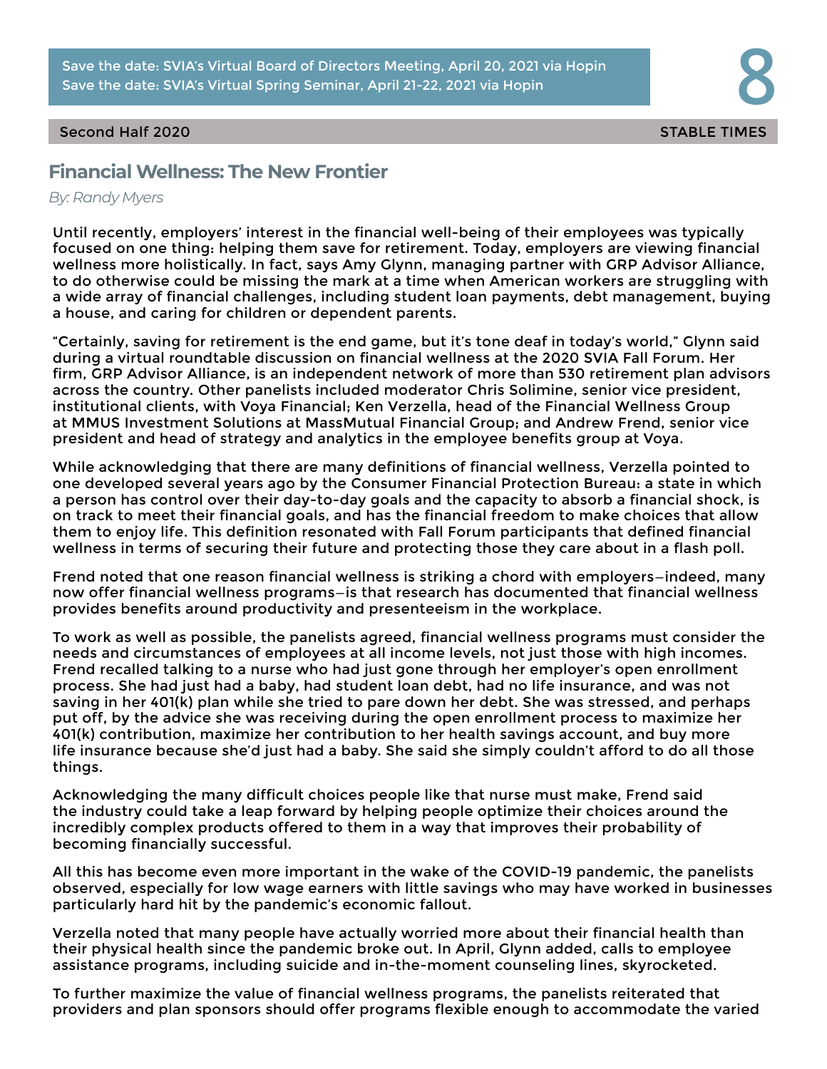Save the date: SVIA's Virtual Board of Directors Meeting, April 20, 2021 via Hopin
Save the date: SVIA's Virtual Spring Seminar, April 21-22, 2021 via Hopin

## Financial Wellness: The New Frontier

*By: Randy Myers*

Until recently, employers' interest in the financial well-being of their employees was typically focused on one thing: helping them save for retirement. Today, employers are viewing financial wellness more holistically. In fact, says Amy Glynn, managing partner with GRP Advisor Alliance, to do otherwise could be missing the mark at a time when American workers are struggling with a wide array of financial challenges, including student loan payments, debt management, buying a house, and caring for children or dependent parents.

"Certainly, saving for retirement is the end game, but it's tone deaf in today's world," Glynn said during a virtual roundtable discussion on financial wellness at the 2020 SVIA Fall Forum. Her firm, GRP Advisor Alliance, is an independent network of more than 530 retirement plan advisors across the country. Other panelists included moderator Chris Solimine, senior vice president, institutional clients, with Voya Financial; Ken Verzella, head of the Financial Wellness Group at MMUS Investment Solutions at MassMutual Financial Group; and Andrew Frend, senior vice president and head of strategy and analytics in the employee benefits group at Voya.

While acknowledging that there are many definitions of financial wellness, Verzella pointed to one developed several years ago by the Consumer Financial Protection Bureau: a state in which a person has control over their day-to-day goals and the capacity to absorb a financial shock, is on track to meet their financial goals, and has the financial freedom to make choices that allow them to enjoy life. This definition resonated with Fall Forum participants that defined financial wellness in terms of securing their future and protecting those they care about in a flash poll.

Frend noted that one reason financial wellness is striking a chord with employers—indeed, many now offer financial wellness programs—is that research has documented that financial wellness provides benefits around productivity and presenteeism in the workplace.

To work as well as possible, the panelists agreed, financial wellness programs must consider the needs and circumstances of employees at all income levels, not just those with high incomes. Frend recalled talking to a nurse who had just gone through her employer's open enrollment process. She had just had a baby, had student loan debt, had no life insurance, and was not saving in her 401(k) plan while she tried to pare down her debt. She was stressed, and perhaps put off, by the advice she was receiving during the open enrollment process to maximize her 401(k) contribution, maximize her contribution to her health savings account, and buy more life insurance because she'd just had a baby. She said she simply couldn't afford to do all those things.

Acknowledging the many difficult choices people like that nurse must make, Frend said the industry could take a leap forward by helping people optimize their choices around the incredibly complex products offered to them in a way that improves their probability of becoming financially successful.

All this has become even more important in the wake of the COVID-19 pandemic, the panelists observed, especially for low wage earners with little savings who may have worked in businesses particularly hard hit by the pandemic's economic fallout.

Verzella noted that many people have actually worried more about their financial health than their physical health since the pandemic broke out. In April, Glynn added, calls to employee assistance programs, including suicide and in-the-moment counseling lines, skyrocketed.

To further maximize the value of financial wellness programs, the panelists reiterated that providers and plan sponsors should offer programs flexible enough to accommodate the varied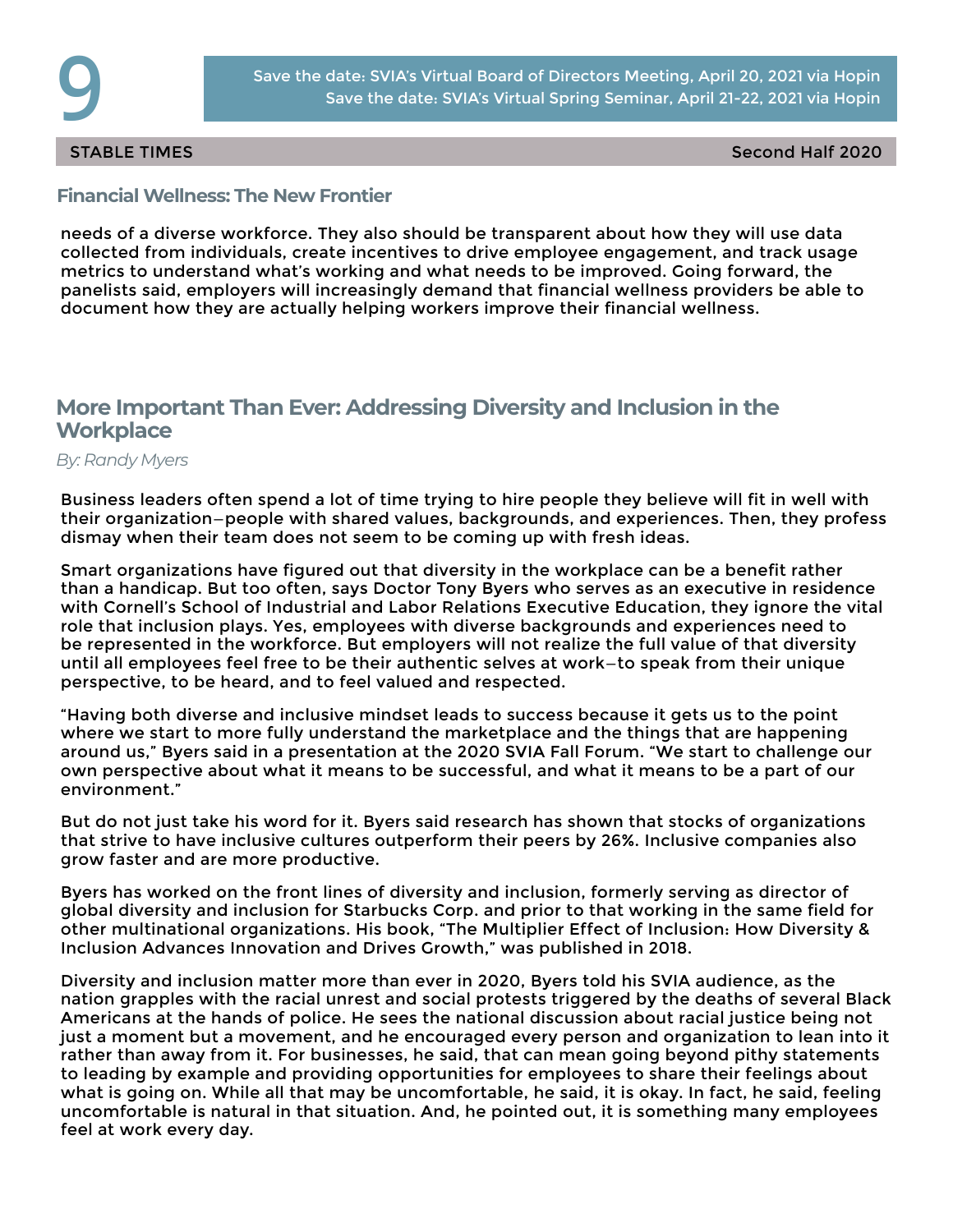## Financial Wellness: The New Frontier

needs of a diverse workforce. They also should be transparent about how they will use data collected from individuals, create incentives to drive employee engagement, and track usage metrics to understand what's working and what needs to be improved. Going forward, the panelists said, employers will increasingly demand that financial wellness providers be able to document how they are actually helping workers improve their financial wellness.

## More Important Than Ever: Addressing Diversity and Inclusion in the Workplace

*By: Randy Myers*

Business leaders often spend a lot of time trying to hire people they believe will fit in well with their organization—people with shared values, backgrounds, and experiences. Then, they profess dismay when their team does not seem to be coming up with fresh ideas.

Smart organizations have figured out that diversity in the workplace can be a benefit rather than a handicap. But too often, says Doctor Tony Byers who serves as an executive in residence with Cornell's School of Industrial and Labor Relations Executive Education, they ignore the vital role that inclusion plays. Yes, employees with diverse backgrounds and experiences need to be represented in the workforce. But employers will not realize the full value of that diversity until all employees feel free to be their authentic selves at work—to speak from their unique perspective, to be heard, and to feel valued and respected.

"Having both diverse and inclusive mindset leads to success because it gets us to the point where we start to more fully understand the marketplace and the things that are happening around us," Byers said in a presentation at the 2020 SVIA Fall Forum. "We start to challenge our own perspective about what it means to be successful, and what it means to be a part of our environment."

But do not just take his word for it. Byers said research has shown that stocks of organizations that strive to have inclusive cultures outperform their peers by 26%. Inclusive companies also grow faster and are more productive.

Byers has worked on the front lines of diversity and inclusion, formerly serving as director of global diversity and inclusion for Starbucks Corp. and prior to that working in the same field for other multinational organizations. His book, "The Multiplier Effect of Inclusion: How Diversity & Inclusion Advances Innovation and Drives Growth," was published in 2018.

Diversity and inclusion matter more than ever in 2020, Byers told his SVIA audience, as the nation grapples with the racial unrest and social protests triggered by the deaths of several Black Americans at the hands of police. He sees the national discussion about racial justice being not just a moment but a movement, and he encouraged every person and organization to lean into it rather than away from it. For businesses, he said, that can mean going beyond pithy statements to leading by example and providing opportunities for employees to share their feelings about what is going on. While all that may be uncomfortable, he said, it is okay. In fact, he said, feeling uncomfortable is natural in that situation. And, he pointed out, it is something many employees feel at work every day.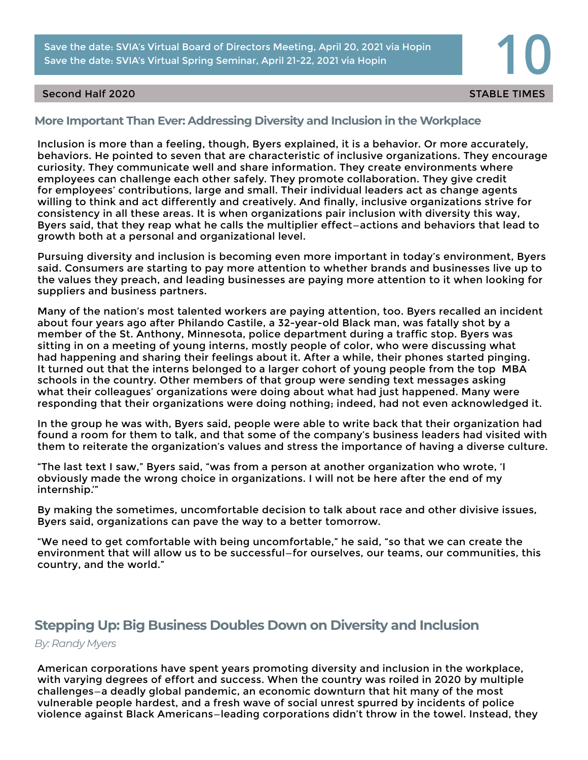## More Important Than Ever: Addressing Diversity and Inclusion in the Workplace

Inclusion is more than a feeling, though, Byers explained, it is a behavior. Or more accurately, behaviors. He pointed to seven that are characteristic of inclusive organizations. They encourage curiosity. They communicate well and share information. They create environments where employees can challenge each other safely. They promote collaboration. They give credit for employees' contributions, large and small. Their individual leaders act as change agents willing to think and act differently and creatively. And finally, inclusive organizations strive for consistency in all these areas. It is when organizations pair inclusion with diversity this way, Byers said, that they reap what he calls the multiplier effect—actions and behaviors that lead to growth both at a personal and organizational level.

Pursuing diversity and inclusion is becoming even more important in today's environment, Byers said. Consumers are starting to pay more attention to whether brands and businesses live up to the values they preach, and leading businesses are paying more attention to it when looking for suppliers and business partners.

Many of the nation's most talented workers are paying attention, too. Byers recalled an incident about four years ago after Philando Castile, a 32-year-old Black man, was fatally shot by a member of the St. Anthony, Minnesota, police department during a traffic stop. Byers was sitting in on a meeting of young interns, mostly people of color, who were discussing what had happening and sharing their feelings about it. After a while, their phones started pinging. It turned out that the interns belonged to a larger cohort of young people from the top MBA schools in the country. Other members of that group were sending text messages asking what their colleagues' organizations were doing about what had just happened. Many were responding that their organizations were doing nothing; indeed, had not even acknowledged it.

In the group he was with, Byers said, people were able to write back that their organization had found a room for them to talk, and that some of the company's business leaders had visited with them to reiterate the organization's values and stress the importance of having a diverse culture.

"The last text I saw," Byers said, "was from a person at another organization who wrote, 'I obviously made the wrong choice in organizations. I will not be here after the end of my internship.'"

By making the sometimes, uncomfortable decision to talk about race and other divisive issues, Byers said, organizations can pave the way to a better tomorrow.

"We need to get comfortable with being uncomfortable," he said, "so that we can create the environment that will allow us to be successful—for ourselves, our teams, our communities, this country, and the world."

## Stepping Up: Big Business Doubles Down on Diversity and Inclusion

*By: Randy Myers*

American corporations have spent years promoting diversity and inclusion in the workplace, with varying degrees of effort and success. When the country was roiled in 2020 by multiple challenges—a deadly global pandemic, an economic downturn that hit many of the most vulnerable people hardest, and a fresh wave of social unrest spurred by incidents of police violence against Black Americans—leading corporations didn't throw in the towel. Instead, they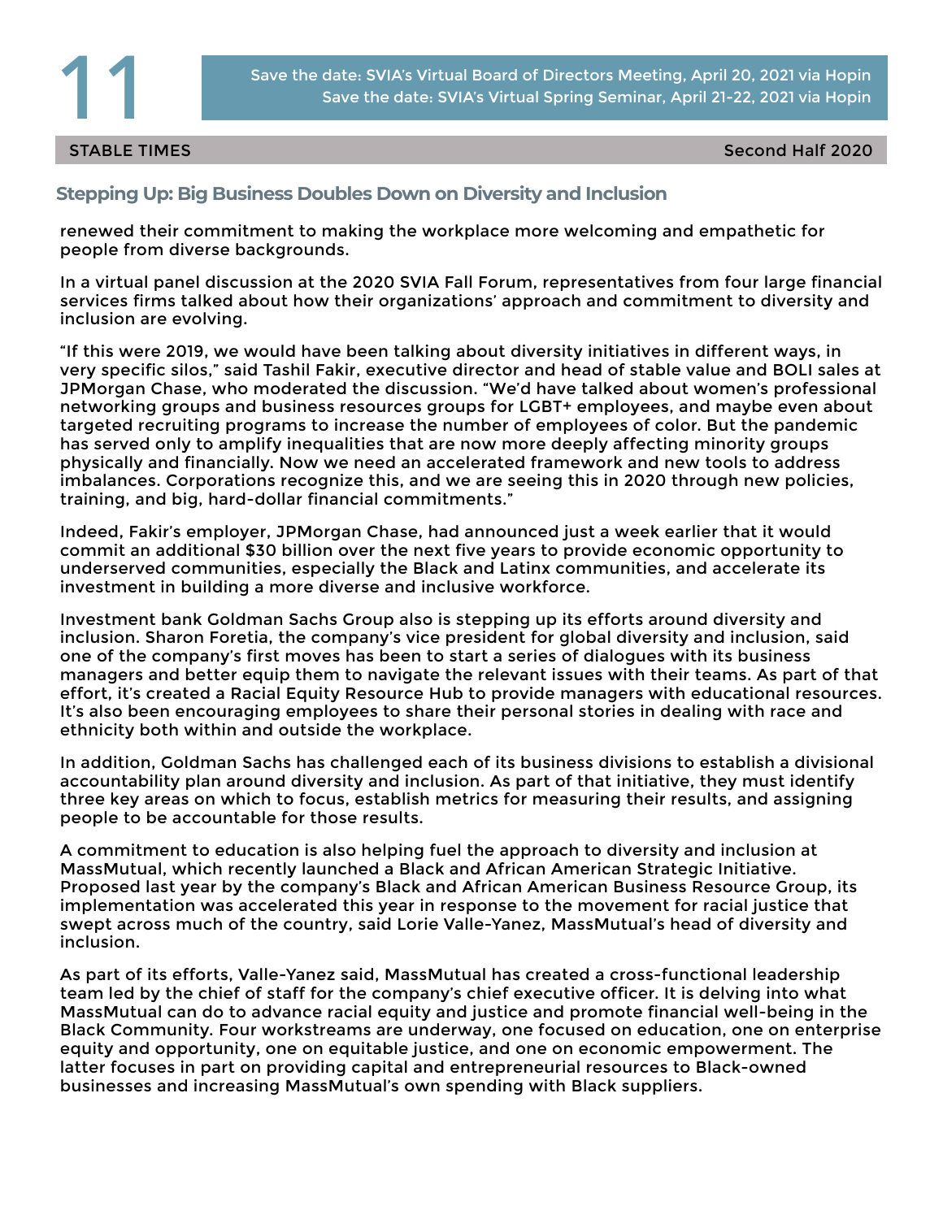## Stepping Up: Big Business Doubles Down on Diversity and Inclusion

renewed their commitment to making the workplace more welcoming and empathetic for people from diverse backgrounds.

In a virtual panel discussion at the 2020 SVIA Fall Forum, representatives from four large financial services firms talked about how their organizations' approach and commitment to diversity and inclusion are evolving.

"If this were 2019, we would have been talking about diversity initiatives in different ways, in very specific silos," said Tashil Fakir, executive director and head of stable value and BOLI sales at JPMorgan Chase, who moderated the discussion. "We'd have talked about women's professional networking groups and business resources groups for LGBT+ employees, and maybe even about targeted recruiting programs to increase the number of employees of color. But the pandemic has served only to amplify inequalities that are now more deeply affecting minority groups physically and financially. Now we need an accelerated framework and new tools to address imbalances. Corporations recognize this, and we are seeing this in 2020 through new policies, training, and big, hard-dollar financial commitments."

Indeed, Fakir's employer, JPMorgan Chase, had announced just a week earlier that it would commit an additional $30 billion over the next five years to provide economic opportunity to underserved communities, especially the Black and Latinx communities, and accelerate its investment in building a more diverse and inclusive workforce.

Investment bank Goldman Sachs Group also is stepping up its efforts around diversity and inclusion. Sharon Foretia, the company's vice president for global diversity and inclusion, said one of the company's first moves has been to start a series of dialogues with its business managers and better equip them to navigate the relevant issues with their teams. As part of that effort, it's created a Racial Equity Resource Hub to provide managers with educational resources. It's also been encouraging employees to share their personal stories in dealing with race and ethnicity both within and outside the workplace.

In addition, Goldman Sachs has challenged each of its business divisions to establish a divisional accountability plan around diversity and inclusion. As part of that initiative, they must identify three key areas on which to focus, establish metrics for measuring their results, and assigning people to be accountable for those results.

A commitment to education is also helping fuel the approach to diversity and inclusion at MassMutual, which recently launched a Black and African American Strategic Initiative. Proposed last year by the company's Black and African American Business Resource Group, its implementation was accelerated this year in response to the movement for racial justice that swept across much of the country, said Lorie Valle-Yanez, MassMutual's head of diversity and inclusion.

As part of its efforts, Valle-Yanez said, MassMutual has created a cross-functional leadership team led by the chief of staff for the company's chief executive officer. It is delving into what MassMutual can do to advance racial equity and justice and promote financial well-being in the Black Community. Four workstreams are underway, one focused on education, one on enterprise equity and opportunity, one on equitable justice, and one on economic empowerment. The latter focuses in part on providing capital and entrepreneurial resources to Black-owned businesses and increasing MassMutual's own spending with Black suppliers.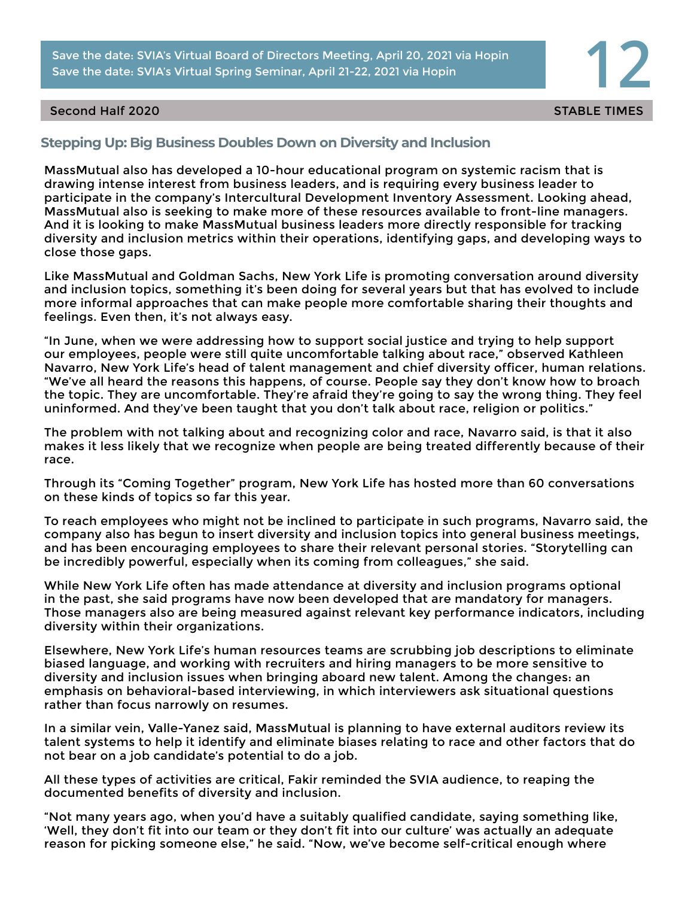## Stepping Up: Big Business Doubles Down on Diversity and Inclusion

MassMutual also has developed a 10-hour educational program on systemic racism that is drawing intense interest from business leaders, and is requiring every business leader to participate in the company's Intercultural Development Inventory Assessment. Looking ahead, MassMutual also is seeking to make more of these resources available to front-line managers. And it is looking to make MassMutual business leaders more directly responsible for tracking diversity and inclusion metrics within their operations, identifying gaps, and developing ways to close those gaps.

Like MassMutual and Goldman Sachs, New York Life is promoting conversation around diversity and inclusion topics, something it's been doing for several years but that has evolved to include more informal approaches that can make people more comfortable sharing their thoughts and feelings. Even then, it's not always easy.

"In June, when we were addressing how to support social justice and trying to help support our employees, people were still quite uncomfortable talking about race," observed Kathleen Navarro, New York Life's head of talent management and chief diversity officer, human relations. "We've all heard the reasons this happens, of course. People say they don't know how to broach the topic. They are uncomfortable. They're afraid they're going to say the wrong thing. They feel uninformed. And they've been taught that you don't talk about race, religion or politics."

The problem with not talking about and recognizing color and race, Navarro said, is that it also makes it less likely that we recognize when people are being treated differently because of their race.

Through its "Coming Together" program, New York Life has hosted more than 60 conversations on these kinds of topics so far this year.

To reach employees who might not be inclined to participate in such programs, Navarro said, the company also has begun to insert diversity and inclusion topics into general business meetings, and has been encouraging employees to share their relevant personal stories. "Storytelling can be incredibly powerful, especially when its coming from colleagues," she said.

While New York Life often has made attendance at diversity and inclusion programs optional in the past, she said programs have now been developed that are mandatory for managers. Those managers also are being measured against relevant key performance indicators, including diversity within their organizations.

Elsewhere, New York Life's human resources teams are scrubbing job descriptions to eliminate biased language, and working with recruiters and hiring managers to be more sensitive to diversity and inclusion issues when bringing aboard new talent. Among the changes: an emphasis on behavioral-based interviewing, in which interviewers ask situational questions rather than focus narrowly on resumes.

In a similar vein, Valle-Yanez said, MassMutual is planning to have external auditors review its talent systems to help it identify and eliminate biases relating to race and other factors that do not bear on a job candidate's potential to do a job.

All these types of activities are critical, Fakir reminded the SVIA audience, to reaping the documented benefits of diversity and inclusion.

"Not many years ago, when you'd have a suitably qualified candidate, saying something like, 'Well, they don't fit into our team or they don't fit into our culture' was actually an adequate reason for picking someone else," he said. "Now, we've become self-critical enough where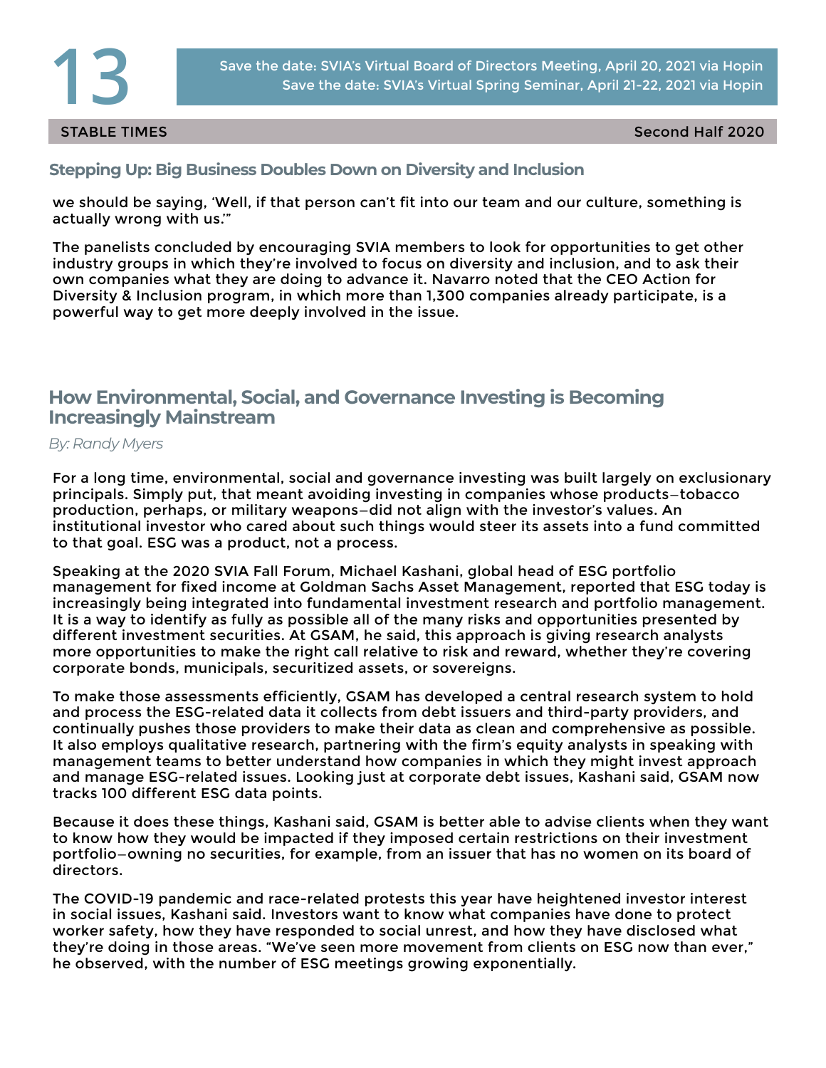## Stepping Up: Big Business Doubles Down on Diversity and Inclusion

we should be saying, 'Well, if that person can't fit into our team and our culture, something is actually wrong with us.'"

The panelists concluded by encouraging SVIA members to look for opportunities to get other industry groups in which they're involved to focus on diversity and inclusion, and to ask their own companies what they are doing to advance it. Navarro noted that the CEO Action for Diversity & Inclusion program, in which more than 1,300 companies already participate, is a powerful way to get more deeply involved in the issue.

## How Environmental, Social, and Governance Investing is Becoming Increasingly Mainstream

*By: Randy Myers*

For a long time, environmental, social and governance investing was built largely on exclusionary principals. Simply put, that meant avoiding investing in companies whose products—tobacco production, perhaps, or military weapons—did not align with the investor's values. An institutional investor who cared about such things would steer its assets into a fund committed to that goal. ESG was a product, not a process.

Speaking at the 2020 SVIA Fall Forum, Michael Kashani, global head of ESG portfolio management for fixed income at Goldman Sachs Asset Management, reported that ESG today is increasingly being integrated into fundamental investment research and portfolio management. It is a way to identify as fully as possible all of the many risks and opportunities presented by different investment securities. At GSAM, he said, this approach is giving research analysts more opportunities to make the right call relative to risk and reward, whether they're covering corporate bonds, municipals, securitized assets, or sovereigns.

To make those assessments efficiently, GSAM has developed a central research system to hold and process the ESG-related data it collects from debt issuers and third-party providers, and continually pushes those providers to make their data as clean and comprehensive as possible. It also employs qualitative research, partnering with the firm's equity analysts in speaking with management teams to better understand how companies in which they might invest approach and manage ESG-related issues. Looking just at corporate debt issues, Kashani said, GSAM now tracks 100 different ESG data points.

Because it does these things, Kashani said, GSAM is better able to advise clients when they want to know how they would be impacted if they imposed certain restrictions on their investment portfolio—owning no securities, for example, from an issuer that has no women on its board of directors.

The COVID-19 pandemic and race-related protests this year have heightened investor interest in social issues, Kashani said. Investors want to know what companies have done to protect worker safety, how they have responded to social unrest, and how they have disclosed what they're doing in those areas. "We've seen more movement from clients on ESG now than ever," he observed, with the number of ESG meetings growing exponentially.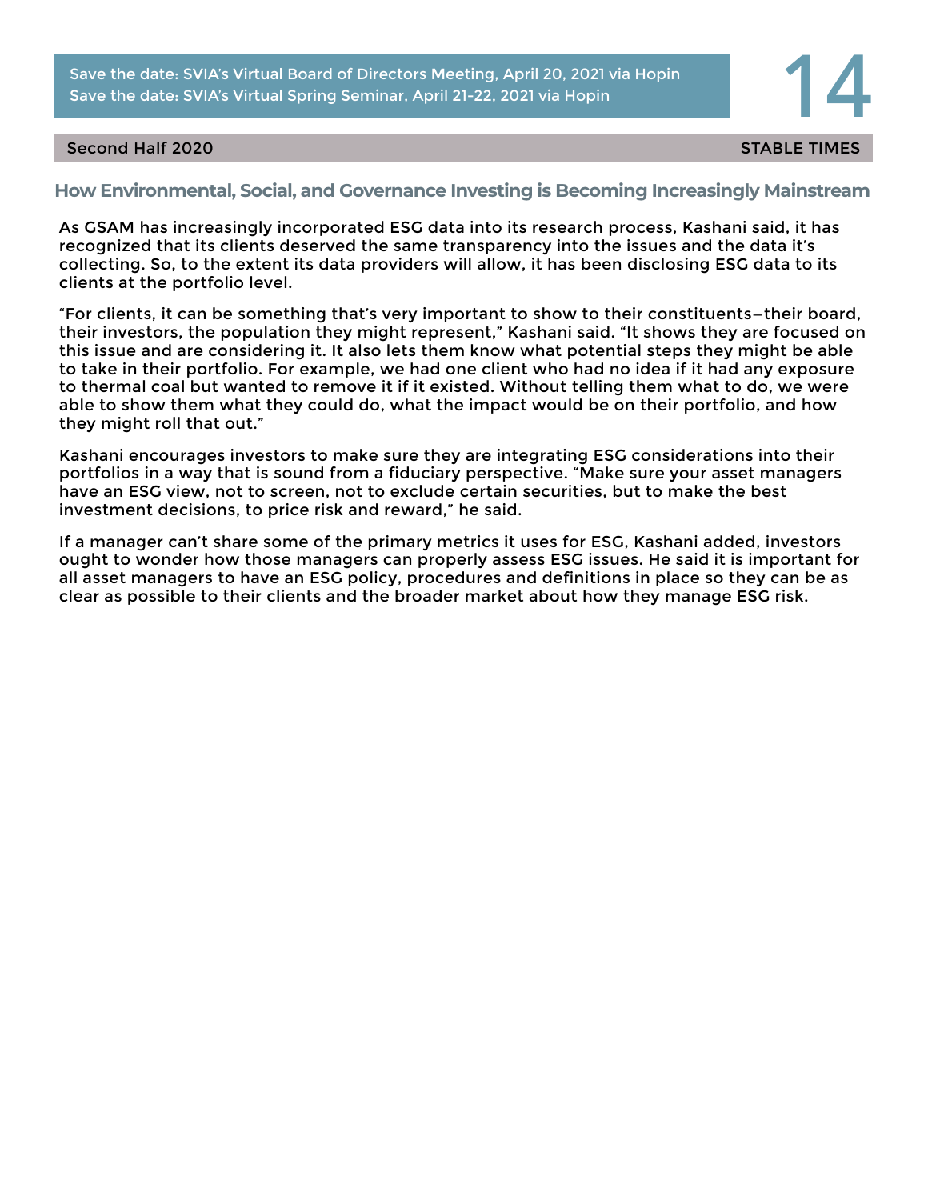## How Environmental, Social, and Governance Investing is Becoming Increasingly Mainstream

As GSAM has increasingly incorporated ESG data into its research process, Kashani said, it has recognized that its clients deserved the same transparency into the issues and the data it's collecting. So, to the extent its data providers will allow, it has been disclosing ESG data to its clients at the portfolio level.

"For clients, it can be something that's very important to show to their constituents–their board, their investors, the population they might represent," Kashani said. "It shows they are focused on this issue and are considering it. It also lets them know what potential steps they might be able to take in their portfolio. For example, we had one client who had no idea if it had any exposure to thermal coal but wanted to remove it if it existed. Without telling them what to do, we were able to show them what they could do, what the impact would be on their portfolio, and how they might roll that out."

Kashani encourages investors to make sure they are integrating ESG considerations into their portfolios in a way that is sound from a fiduciary perspective. "Make sure your asset managers have an ESG view, not to screen, not to exclude certain securities, but to make the best investment decisions, to price risk and reward," he said.

If a manager can't share some of the primary metrics it uses for ESG, Kashani added, investors ought to wonder how those managers can properly assess ESG issues. He said it is important for all asset managers to have an ESG policy, procedures and definitions in place so they can be as clear as possible to their clients and the broader market about how they manage ESG risk.